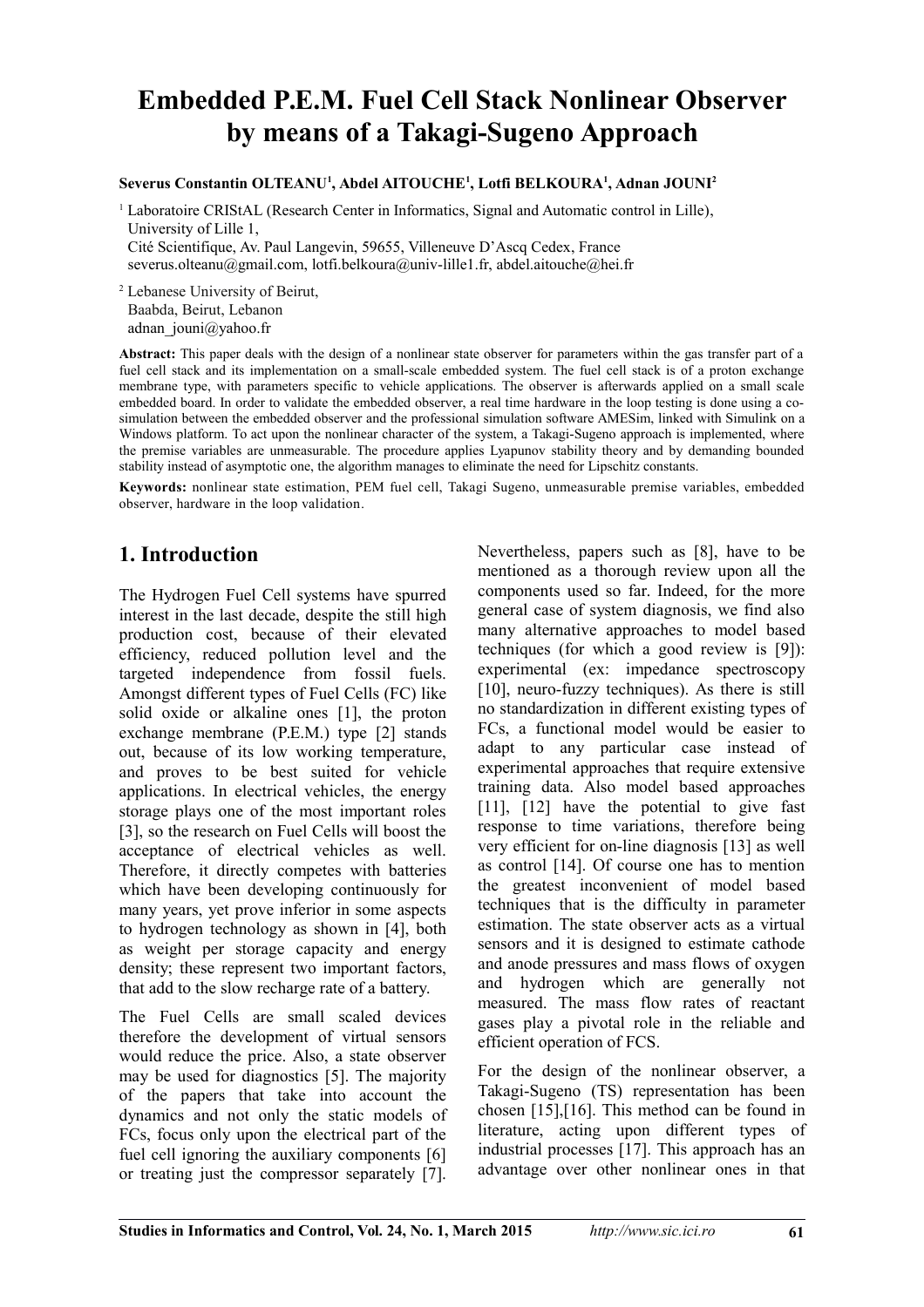# Embedded P.E.M. Fuel Cell Stack Nonlinear Observer by means of a Takagi-Sugeno Approach

**Severus Constantin OLTEANU[1], Abdel AITOUCHE[1], Lotfi BELKOURA[1], Adnan JOUNI[2]**

[1] Laboratoire CRIStAL (Research Center in Informatics, Signal and Automatic control in Lille), University of Lille 1,
Cité Scientifique, Av. Paul Langevin, 59655, Villeneuve D'Ascq Cedex, France
severus.olteanu@gmail.com, lotfi.belkoura@univ-lille1.fr, abdel.aitouche@hei.fr

[2] Lebanese University of Beirut,
Baabda, Beirut, Lebanon
adnan_jouni@yahoo.fr

**Abstract:** This paper deals with the design of a nonlinear state observer for parameters within the gas transfer part of a fuel cell stack and its implementation on a small-scale embedded system. The fuel cell stack is of a proton exchange membrane type, with parameters specific to vehicle applications. The observer is afterwards applied on a small scale embedded board. In order to validate the embedded observer, a real time hardware in the loop testing is done using a co-simulation between the embedded observer and the professional simulation software AMESim, linked with Simulink on a Windows platform. To act upon the nonlinear character of the system, a Takagi-Sugeno approach is implemented, where the premise variables are unmeasurable. The procedure applies Lyapunov stability theory and by demanding bounded stability instead of asymptotic one, the algorithm manages to eliminate the need for Lipschitz constants.

**Keywords:** nonlinear state estimation, PEM fuel cell, Takagi Sugeno, unmeasurable premise variables, embedded observer, hardware in the loop validation.

## 1. Introduction

The Hydrogen Fuel Cell systems have spurred interest in the last decade, despite the still high production cost, because of their elevated efficiency, reduced pollution level and the targeted independence from fossil fuels. Amongst different types of Fuel Cells (FC) like solid oxide or alkaline ones [1], the proton exchange membrane (P.E.M.) type [2] stands out, because of its low working temperature, and proves to be best suited for vehicle applications. In electrical vehicles, the energy storage plays one of the most important roles [3], so the research on Fuel Cells will boost the acceptance of electrical vehicles as well. Therefore, it directly competes with batteries which have been developing continuously for many years, yet prove inferior in some aspects to hydrogen technology as shown in [4], both as weight per storage capacity and energy density; these represent two important factors, that add to the slow recharge rate of a battery.

The Fuel Cells are small scaled devices therefore the development of virtual sensors would reduce the price. Also, a state observer may be used for diagnostics [5]. The majority of the papers that take into account the dynamics and not only the static models of FCs, focus only upon the electrical part of the fuel cell ignoring the auxiliary components [6] or treating just the compressor separately [7]. Nevertheless, papers such as [8], have to be mentioned as a thorough review upon all the components used so far. Indeed, for the more general case of system diagnosis, we find also many alternative approaches to model based techniques (for which a good review is [9]): experimental (ex: impedance spectroscopy [10], neuro-fuzzy techniques). As there is still no standardization in different existing types of FCs, a functional model would be easier to adapt to any particular case instead of experimental approaches that require extensive training data. Also model based approaches [11], [12] have the potential to give fast response to time variations, therefore being very efficient for on-line diagnosis [13] as well as control [14]. Of course one has to mention the greatest inconvenient of model based techniques that is the difficulty in parameter estimation. The state observer acts as a virtual sensors and it is designed to estimate cathode and anode pressures and mass flows of oxygen and hydrogen which are generally not measured. The mass flow rates of reactant gases play a pivotal role in the reliable and efficient operation of FCS.

For the design of the nonlinear observer, a Takagi-Sugeno (TS) representation has been chosen [15],[16]. This method can be found in literature, acting upon different types of industrial processes [17]. This approach has an advantage over other nonlinear ones in that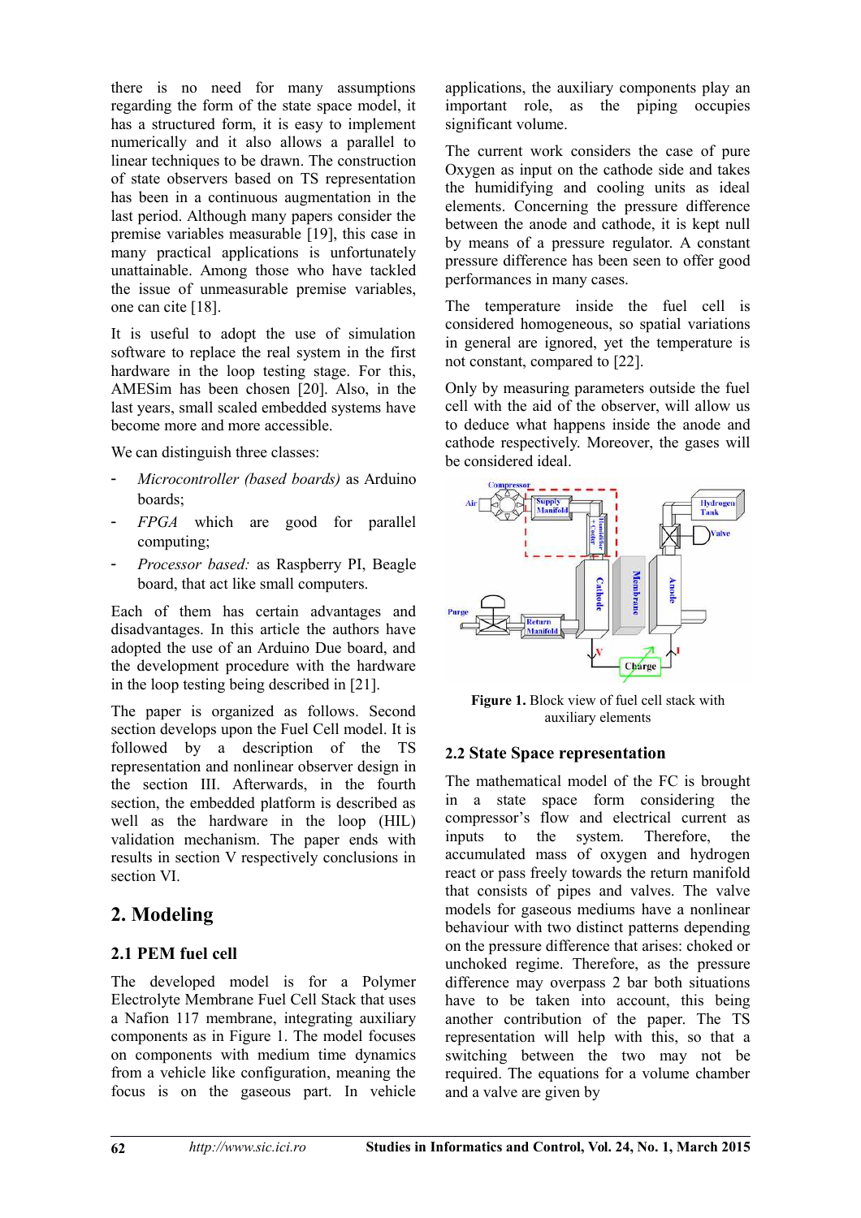there is no need for many assumptions regarding the form of the state space model, it has a structured form, it is easy to implement numerically and it also allows a parallel to linear techniques to be drawn. The construction of state observers based on TS representation has been in a continuous augmentation in the last period. Although many papers consider the premise variables measurable [19], this case in many practical applications is unfortunately unattainable. Among those who have tackled the issue of unmeasurable premise variables, one can cite [18].

It is useful to adopt the use of simulation software to replace the real system in the first hardware in the loop testing stage. For this, AMESim has been chosen [20]. Also, in the last years, small scaled embedded systems have become more and more accessible.

We can distinguish three classes:

- *Microcontroller (based boards)* as Arduino boards;
- *FPGA* which are good for parallel computing;
- *Processor based:* as Raspberry PI, Beagle board, that act like small computers.

Each of them has certain advantages and disadvantages. In this article the authors have adopted the use of an Arduino Due board, and the development procedure with the hardware in the loop testing being described in [21].

The paper is organized as follows. Second section develops upon the Fuel Cell model. It is followed by a description of the TS representation and nonlinear observer design in the section III. Afterwards, in the fourth section, the embedded platform is described as well as the hardware in the loop (HIL) validation mechanism. The paper ends with results in section V respectively conclusions in section VI.

## 2. Modeling

### 2.1 PEM fuel cell

The developed model is for a Polymer Electrolyte Membrane Fuel Cell Stack that uses a Nafion 117 membrane, integrating auxiliary components as in Figure 1. The model focuses on components with medium time dynamics from a vehicle like configuration, meaning the focus is on the gaseous part. In vehicle applications, the auxiliary components play an important role, as the piping occupies significant volume.

The current work considers the case of pure Oxygen as input on the cathode side and takes the humidifying and cooling units as ideal elements. Concerning the pressure difference between the anode and cathode, it is kept null by means of a pressure regulator. A constant pressure difference has been seen to offer good performances in many cases.

The temperature inside the fuel cell is considered homogeneous, so spatial variations in general are ignored, yet the temperature is not constant, compared to [22].

Only by measuring parameters outside the fuel cell with the aid of the observer, will allow us to deduce what happens inside the anode and cathode respectively. Moreover, the gases will be considered ideal.

**Figure 1.** Block view of fuel cell stack with auxiliary elements

### 2.2 State Space representation

The mathematical model of the FC is brought in a state space form considering the compressor's flow and electrical current as inputs to the system. Therefore, the accumulated mass of oxygen and hydrogen react or pass freely towards the return manifold that consists of pipes and valves. The valve models for gaseous mediums have a nonlinear behaviour with two distinct patterns depending on the pressure difference that arises: choked or unchoked regime. Therefore, as the pressure difference may overpass 2 bar both situations have to be taken into account, this being another contribution of the paper. The TS representation will help with this, so that a switching between the two may not be required. The equations for a volume chamber and a valve are given by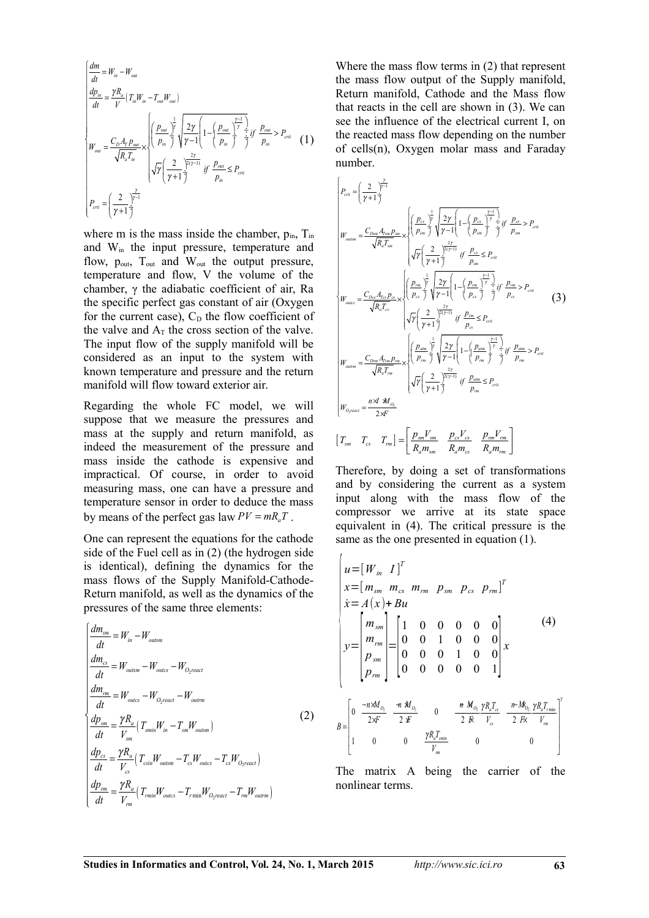$$
\begin{cases}
\dfrac{dm}{dt} = W_{in} - W_{out} \\
\dfrac{dp_{in}}{dt} = \dfrac{\gamma R_a}{V}\left(T_{in}W_{in} - T_{out}W_{out}\right) \\
W_{out} = \dfrac{C_D A_T p_{out}}{\sqrt{R_a T_{in}}} \times \begin{cases} \left(\dfrac{p_{out}}{p_{in}}\right)^{\frac{1}{\gamma}} \sqrt{\dfrac{2\gamma}{\gamma-1}\left(1-\left(\dfrac{p_{out}}{p_{in}}\right)^{\frac{\gamma-1}{\gamma}}\right)} & if \ \dfrac{p_{out}}{p_{in}} > P_{crit} \\ \sqrt{\gamma}\left(\dfrac{2}{\gamma+1}\right)^{\frac{2\gamma}{2(\gamma-1)}} & if \ \dfrac{p_{out}}{p_{in}} \le P_{crit} \end{cases} \\
P_{crit} = \left(\dfrac{2}{\gamma+1}\right)^{\frac{\gamma}{\gamma-1}}
\end{cases}
\quad (1)
$$

where m is the mass inside the chamber, $p_{in}$, $T_{in}$ and $W_{in}$ the input pressure, temperature and flow, $p_{out}$, $T_{out}$ and $W_{out}$ the output pressure, temperature and flow, V the volume of the chamber, $\gamma$ the adiabatic coefficient of air, Ra the specific perfect gas constant of air (Oxygen for the current case), $C_D$ the flow coefficient of the valve and $A_T$ the cross section of the valve. The input flow of the supply manifold will be considered as an input to the system with known temperature and pressure and the return manifold will flow toward exterior air.

Regarding the whole FC model, we will suppose that we measure the pressures and mass at the supply and return manifold, as indeed the measurement of the pressure and mass inside the cathode is expensive and impractical. Of course, in order to avoid measuring mass, one can have a pressure and temperature sensor in order to deduce the mass by means of the perfect gas law $PV = mR_aT$.

One can represent the equations for the cathode side of the Fuel cell as in (2) (the hydrogen side is identical), defining the dynamics for the mass flows of the Supply Manifold-Cathode-Return manifold, as well as the dynamics of the pressures of the same three elements:

$$
\begin{cases}
\dfrac{dm_{sm}}{dt} = W_{in} - W_{outsm} \\
\dfrac{dm_{cs}}{dt} = W_{outsm} - W_{outcs} - W_{O_2react} \\
\dfrac{dm_{rm}}{dt} = W_{outcs} - W_{O_2react} - W_{outrm} \\
\dfrac{dp_{sm}}{dt} = \dfrac{\gamma R_a}{V_{sm}}\left(T_{smin}W_{in} - T_{sm}W_{outsm}\right) \\
\dfrac{dp_{cs}}{dt} = \dfrac{\gamma R_a}{V_{cs}}\left(T_{csin}W_{outsm} - T_{cs}W_{outcs} - T_{cs}W_{O_2react}\right) \\
\dfrac{dp_{rm}}{dt} = \dfrac{\gamma R_a}{V_{rm}}\left(T_{rmin}W_{outcs} - T_{r\min}W_{O_2react} - T_{rm}W_{outrm}\right)
\end{cases}
\quad (2)
$$

Where the mass flow terms in (2) that represent the mass flow output of the Supply manifold, Return manifold, Cathode and the Mass flow that reacts in the cell are shown in (3). We can see the influence of the electrical current I, on the reacted mass flow depending on the number of cells(n), Oxygen molar mass and Faraday number.

$$
\begin{cases}
P_{crit} = \left(\dfrac{2}{\gamma+1}\right)^{\frac{\gamma}{\gamma-1}} \\
W_{outsm} = \dfrac{C_{Dsm}A_{Tsm}p_{sm}}{\sqrt{R_aT_{sm}}} \times \begin{cases} \left(\dfrac{p_{cs}}{p_{sm}}\right)^{\frac{1}{\gamma}} \sqrt{\dfrac{2\gamma}{\gamma-1}\left(1-\left(\dfrac{p_{cs}}{p_{sm}}\right)^{\frac{\gamma-1}{\gamma}}\right)} & if \ \dfrac{p_{cs}}{p_{sm}} > P_{crit} \\ \sqrt{\gamma}\left(\dfrac{2}{\gamma+1}\right)^{\frac{2\gamma}{2(\gamma-1)}} & if \ \dfrac{p_{cs}}{p_{sm}} \le P_{crit} \end{cases} \\
W_{outcs} = \dfrac{C_{Dcs}A_{Tcs}p_{cs}}{\sqrt{R_aT_{cs}}} \times \begin{cases} \left(\dfrac{p_{rm}}{p_{cs}}\right)^{\frac{1}{\gamma}} \sqrt{\dfrac{2\gamma}{\gamma-1}\left(1-\left(\dfrac{p_{rm}}{p_{cs}}\right)^{\frac{\gamma-1}{\gamma}}\right)} & if \ \dfrac{p_{rm}}{p_{cs}} > P_{crit} \\ \sqrt{\gamma}\left(\dfrac{2}{\gamma+1}\right)^{\frac{2\gamma}{2(\gamma-1)}} & if \ \dfrac{p_{rm}}{p_{cs}} \le P_{crit} \end{cases} \\
W_{outrm} = \dfrac{C_{Drm}A_{Trm}p_{rm}}{\sqrt{R_aT_{rm}}} \times \begin{cases} \left(\dfrac{p_{atm}}{p_{rm}}\right)^{\frac{1}{\gamma}} \sqrt{\dfrac{2\gamma}{\gamma-1}\left(1-\left(\dfrac{p_{atm}}{p_{rm}}\right)^{\frac{\gamma-1}{\gamma}}\right)} & if \ \dfrac{p_{atm}}{p_{rm}} > P_{crit} \\ \sqrt{\gamma}\left(\dfrac{2}{\gamma+1}\right)^{\frac{2\gamma}{2(\gamma-1)}} & if \ \dfrac{p_{atm}}{p_{rm}} \le P_{crit} \end{cases} \\
W_{O_2react} = \dfrac{n \times I \times M_{O_2}}{2 \times F}
\end{cases}
\quad (3)
$$

$$
\begin{bmatrix} T_{sm} & T_{cs} & T_{rm} \end{bmatrix} = \begin{bmatrix} \dfrac{p_{sm}V_{sm}}{R_a m_{sm}} & \dfrac{p_{cs}V_{cs}}{R_a m_{cs}} & \dfrac{p_{rm}V_{rm}}{R_a m_{rm}} \end{bmatrix}
$$

Therefore, by doing a set of transformations and by considering the current as a system input along with the mass flow of the compressor we arrive at its state space equivalent in (4). The critical pressure is the same as the one presented in equation (1).

$$
\begin{cases}
u = \begin{bmatrix} W_{in} & I \end{bmatrix}^T \\
x = \begin{bmatrix} m_{sm} & m_{cs} & m_{rm} & p_{sm} & p_{cs} & p_{rm} \end{bmatrix}^T \\
\dot{x} = A(x) + Bu \\
y = \begin{bmatrix} m_{sm} \\ m_{rm} \\ p_{sm} \\ p_{rm} \end{bmatrix} = \begin{bmatrix} 1 & 0 & 0 & 0 & 0 & 0 \\ 0 & 0 & 1 & 0 & 0 & 0 \\ 0 & 0 & 0 & 1 & 0 & 0 \\ 0 & 0 & 0 & 0 & 0 & 1 \end{bmatrix} x
\end{cases}
\quad (4)
$$

$$
B = \begin{bmatrix} 0 & \dfrac{-n \times M_{O_2}}{2 \times F} & \dfrac{-n \times M_{O_2}}{2 \times F} & 0 & \dfrac{-n \times M_{O_2}}{2 \times F} \dfrac{\gamma R_a T_{cs}}{V_{cs}} & \dfrac{-n \times M_{O_2}}{2 \times F} \dfrac{\gamma R_a T_{r\min}}{V_{rm}} \\ 1 & 0 & 0 & \dfrac{\gamma R_a T_{smin}}{V_{sm}} & 0 & 0 \end{bmatrix}^T
$$

The matrix A being the carrier of the nonlinear terms.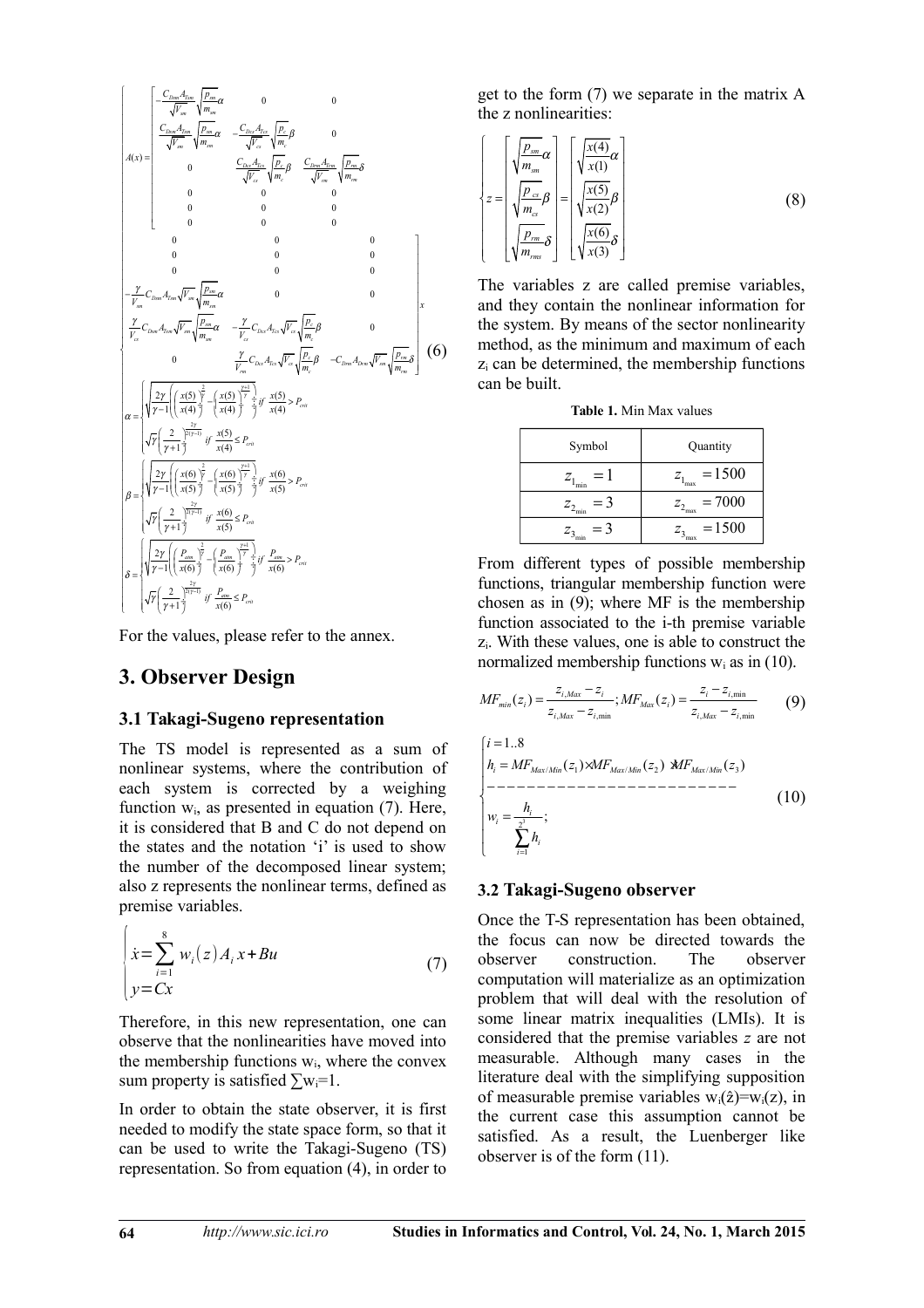$$
\begin{cases}
A(x)=\begin{bmatrix}
-\frac{C_{Dsm}A_{Tsm}}{\sqrt{V_{sm}}}\sqrt{\frac{p_{sm}}{m_{sm}}}\alpha & 0 & 0 & 0 & 0 & 0 \\
\frac{C_{Dsm}A_{Tsm}}{\sqrt{V_{sm}}}\sqrt{\frac{p_{sm}}{m_{sm}}}\alpha & -\frac{C_{Dcs}A_{Tcs}}{\sqrt{V_{cs}}}\sqrt{\frac{p_{c}}{m_{c}}}\beta & 0 & 0 & 0 & 0 \\
0 & \frac{C_{Dcs}A_{Tcs}}{\sqrt{V_{cs}}}\sqrt{\frac{p_{c}}{m_{c}}}\beta & \frac{C_{Drm}A_{Trm}}{\sqrt{V_{rm}}}\sqrt{\frac{p_{rm}}{m_{rm}}}\delta & 0 & 0 & 0 \\
0 & 0 & 0 & -\frac{\gamma}{V_{sm}}C_{Dsm}A_{Tsm}\sqrt{V_{sm}}\sqrt{\frac{p_{sm}}{m_{sm}}}\alpha & 0 & 0 \\
0 & 0 & 0 & \frac{\gamma}{V_{cs}}C_{Dsm}A_{Tsm}\sqrt{V_{sm}}\sqrt{\frac{p_{sm}}{m_{sm}}}\alpha & -\frac{\gamma}{V_{cs}}C_{Dcs}A_{Tcs}\sqrt{V_{cs}}\sqrt{\frac{p_{c}}{m_{c}}}\beta & 0 \\
0 & 0 & 0 & 0 & \frac{\gamma}{V_{rm}}C_{Dcs}A_{Tcs}\sqrt{V_{cs}}\sqrt{\frac{p_{c}}{m_{c}}}\beta & -C_{Drm}A_{Drm}\sqrt{V_{rm}}\sqrt{\frac{p_{rm}}{m_{rm}}}\delta
\end{bmatrix}x \\
\alpha=\begin{cases}\sqrt{\frac{2\gamma}{\gamma-1}\left(\left(\frac{x(5)}{x(4)}\right)^{\frac{2}{\gamma}}-\left(\frac{x(5)}{x(4)}\right)^{\frac{\gamma+1}{\gamma}}\right)} & if\ \frac{x(5)}{x(4)}>P_{crit} \\ \sqrt{\gamma}\left(\frac{2}{\gamma+1}\right)^{\frac{2\gamma}{2(\gamma-1)}} & if\ \frac{x(5)}{x(4)}\le P_{crit}\end{cases} \\
\beta=\begin{cases}\sqrt{\frac{2\gamma}{\gamma-1}\left(\left(\frac{x(6)}{x(5)}\right)^{\frac{2}{\gamma}}-\left(\frac{x(6)}{x(5)}\right)^{\frac{\gamma+1}{\gamma}}\right)} & if\ \frac{x(6)}{x(5)}>P_{crit} \\ \sqrt{\gamma}\left(\frac{2}{\gamma+1}\right)^{\frac{2\gamma}{2(\gamma-1)}} & if\ \frac{x(6)}{x(5)}\le P_{crit}\end{cases} \\
\delta=\begin{cases}\sqrt{\frac{2\gamma}{\gamma-1}\left(\left(\frac{P_{atm}}{x(6)}\right)^{\frac{2}{\gamma}}-\left(\frac{P_{atm}}{x(6)}\right)^{\frac{\gamma+1}{\gamma}}\right)} & if\ \frac{P_{atm}}{x(6)}>P_{crit} \\ \sqrt{\gamma}\left(\frac{2}{\gamma+1}\right)^{\frac{2\gamma}{2(\gamma-1)}} & if\ \frac{P_{atm}}{x(6)}\le P_{crit}\end{cases}
\end{cases} \tag{6}
$$

For the values, please refer to the annex.

## 3. Observer Design

### 3.1 Takagi-Sugeno representation

The TS model is represented as a sum of nonlinear systems, where the contribution of each system is corrected by a weighing function $w_i$, as presented in equation (7). Here, it is considered that B and C do not depend on the states and the notation 'i' is used to show the number of the decomposed linear system; also z represents the nonlinear terms, defined as premise variables.

$$
\begin{cases}\dot{x}=\sum_{i=1}^{8} w_i(z)A_i x+Bu \\ y=Cx\end{cases} \tag{7}
$$

Therefore, in this new representation, one can observe that the nonlinearities have moved into the membership functions $w_i$, where the convex sum property is satisfied $\sum w_i=1$.

In order to obtain the state observer, it is first needed to modify the state space form, so that it can be used to write the Takagi-Sugeno (TS) representation. So from equation (4), in order to get to the form (7) we separate in the matrix A the z nonlinearities:

$$
z=\begin{bmatrix}\sqrt{\frac{p_{sm}}{m_{sm}}}\alpha \\ \sqrt{\frac{p_{cs}}{m_{cs}}}\beta \\ \sqrt{\frac{p_{rm}}{m_{rms}}}\delta\end{bmatrix}=\begin{bmatrix}\sqrt{\frac{x(4)}{x(1)}}\alpha \\ \sqrt{\frac{x(5)}{x(2)}}\beta \\ \sqrt{\frac{x(6)}{x(3)}}\delta\end{bmatrix} \tag{8}
$$

The variables z are called premise variables, and they contain the nonlinear information for the system. By means of the sector nonlinearity method, as the minimum and maximum of each $z_i$ can be determined, the membership functions can be built.

**Table 1.** Min Max values

| Symbol | Quantity |
|---|---|
| $z_{1_{\min}}=1$ | $z_{1_{\max}}=1500$ |
| $z_{2_{\min}}=3$ | $z_{2_{\max}}=7000$ |
| $z_{3_{\min}}=3$ | $z_{3_{\max}}=1500$ |

From different types of possible membership functions, triangular membership function were chosen as in (9); where MF is the membership function associated to the i-th premise variable $z_i$. With these values, one is able to construct the normalized membership functions $w_i$ as in (10).

$$
MF_{min}(z_i)=\frac{z_{i,Max}-z_i}{z_{i,Max}-z_{i,\min}};\ MF_{Max}(z_i)=\frac{z_i-z_{i,\min}}{z_{i,Max}-z_{i,\min}} \tag{9}
$$

$$
\begin{cases}i=1..8 \\ h_i=MF_{Max/Min}(z_1)\times MF_{Max/Min}(z_2)\times MF_{Max/Min}(z_3) \\ ------------------------ \\ w_i=\frac{h_i}{\sum_{i=1}^{2^3}h_i};\end{cases} \tag{10}
$$

### 3.2 Takagi-Sugeno observer

Once the T-S representation has been obtained, the focus can now be directed towards the observer construction. The observer computation will materialize as an optimization problem that will deal with the resolution of some linear matrix inequalities (LMIs). It is considered that the premise variables *z* are not measurable. Although many cases in the literature deal with the simplifying supposition of measurable premise variables $w_i(\hat{z})=w_i(z)$, in the current case this assumption cannot be satisfied. As a result, the Luenberger like observer is of the form (11).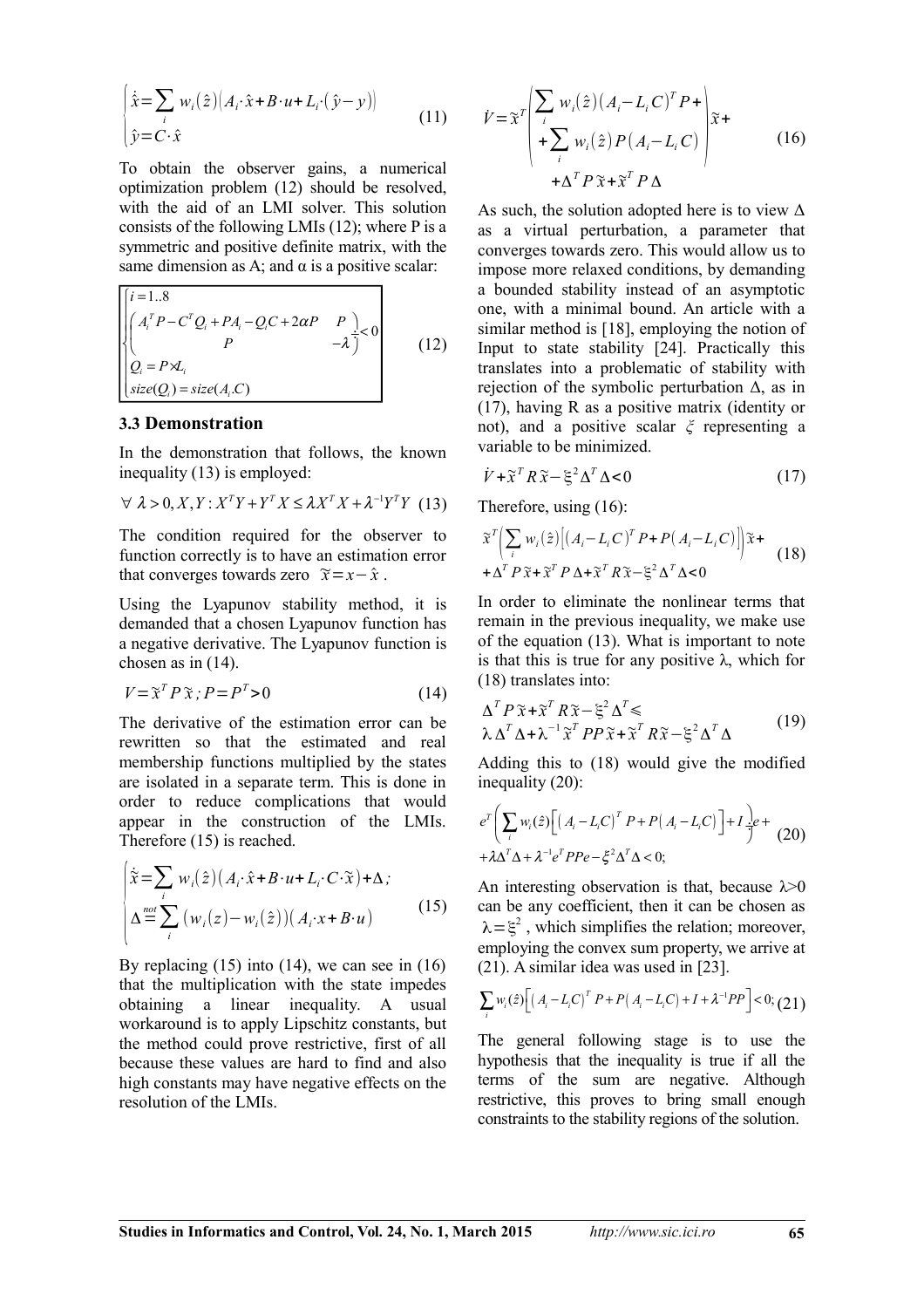$$\begin{cases} \dot{\hat{x}} = \sum_i w_i(\hat{z})\left(A_i \cdot \hat{x} + B \cdot u + L_i \cdot (\hat{y} - y)\right) \\ \hat{y} = C \cdot \hat{x} \end{cases} \tag{11}$$

To obtain the observer gains, a numerical optimization problem (12) should be resolved, with the aid of an LMI solver. This solution consists of the following LMIs (12); where P is a symmetric and positive definite matrix, with the same dimension as A; and α is a positive scalar:

$$\begin{cases} i = 1..8 \\ \begin{pmatrix} A_i^T P - C^T Q_i + PA_i - Q_i C + 2\alpha P & P \\ P & -\lambda \end{pmatrix} \underline{<} 0 \\ Q_i = P \times L_i \\ size(Q_i) = size(A_i.C) \end{cases} \tag{12}$$

### 3.3 Demonstration

In the demonstration that follows, the known inequality (13) is employed:

$$\forall\ \lambda > 0, X, Y : X^T Y + Y^T X \leq \lambda X^T X + \lambda^{-1} Y^T Y \tag{13}$$

The condition required for the observer to function correctly is to have an estimation error that converges towards zero $\tilde{x} = x - \hat{x}$ .

Using the Lyapunov stability method, it is demanded that a chosen Lyapunov function has a negative derivative. The Lyapunov function is chosen as in (14).

$$V = \tilde{x}^T P \tilde{x}\ ;\ P = P^T > 0 \tag{14}$$

The derivative of the estimation error can be rewritten so that the estimated and real membership functions multiplied by the states are isolated in a separate term. This is done in order to reduce complications that would appear in the construction of the LMIs. Therefore (15) is reached.

$$\begin{cases} \dot{\tilde{x}} = \sum_i w_i(\hat{z})\left(A_i \cdot \hat{x} + B \cdot u + L_i \cdot C \cdot \tilde{x}\right) + \Delta\ ; \\ \Delta \overset{not}{=} \sum_i \left(w_i(z) - w_i(\hat{z})\right)\left(A_i \cdot x + B \cdot u\right) \end{cases} \tag{15}$$

By replacing (15) into (14), we can see in (16) that the multiplication with the state impedes obtaining a linear inequality. A usual workaround is to apply Lipschitz constants, but the method could prove restrictive, first of all because these values are hard to find and also high constants may have negative effects on the resolution of the LMIs.

$$\dot{V} = \tilde{x}^T \begin{pmatrix} \sum_i w_i(\hat{z})\left(A_i - L_i C\right)^T P + \\ + \sum_i w_i(\hat{z}) P\left(A_i - L_i C\right) \end{pmatrix} \tilde{x} + \\ + \Delta^T P \tilde{x} + \tilde{x}^T P \Delta \tag{16}$$

As such, the solution adopted here is to view Δ as a virtual perturbation, a parameter that converges towards zero. This would allow us to impose more relaxed conditions, by demanding a bounded stability instead of an asymptotic one, with a minimal bound. An article with a similar method is [18], employing the notion of Input to state stability [24]. Practically this translates into a problematic of stability with rejection of the symbolic perturbation Δ, as in (17), having R as a positive matrix (identity or not), and a positive scalar $\xi$ representing a variable to be minimized.

$$\dot{V} + \tilde{x}^T R \tilde{x} - \xi^2 \Delta^T \Delta < 0 \tag{17}$$

Therefore, using (16):

$$\tilde{x}^T \left( \sum_i w_i(\hat{z}) \left[ (A_i - L_i C)^T P + P(A_i - L_i C) \right] \right) \tilde{x} + \\ + \Delta^T P \tilde{x} + \tilde{x}^T P \Delta + \tilde{x}^T R \tilde{x} - \xi^2 \Delta^T \Delta < 0 \tag{18}$$

In order to eliminate the nonlinear terms that remain in the previous inequality, we make use of the equation (13). What is important to note is that this is true for any positive λ, which for (18) translates into:

$$\Delta^T P \tilde{x} + \tilde{x}^T R \tilde{x} - \xi^2 \Delta^T \leqslant \\ \lambda \Delta^T \Delta + \lambda^{-1} \tilde{x}^T P P \tilde{x} + \tilde{x}^T R \tilde{x} - \xi^2 \Delta^T \Delta \tag{19}$$

Adding this to (18) would give the modified inequality (20):

$$e^T \left( \sum_i w_i(\hat{z}) \left[ \left( A_i - L_i C \right)^T P + P\left( A_i - L_i C \right) \right] + I \right) e + \\ + \lambda \Delta^T \Delta + \lambda^{-1} e^T P P e - \xi^2 \Delta^T \Delta < 0; \tag{20}$$

An interesting observation is that, because λ>0 can be any coefficient, then it can be chosen as $\lambda = \xi^2$ , which simplifies the relation; moreover, employing the convex sum property, we arrive at (21). A similar idea was used in [23].

$$\sum_i w_i(\hat{z}) \left[ \left( A_i - L_i C \right)^T P + P\left( A_i - L_i C \right) + I + \lambda^{-1} P P \right] < 0; \tag{21}$$

The general following stage is to use the hypothesis that the inequality is true if all the terms of the sum are negative. Although restrictive, this proves to bring small enough constraints to the stability regions of the solution.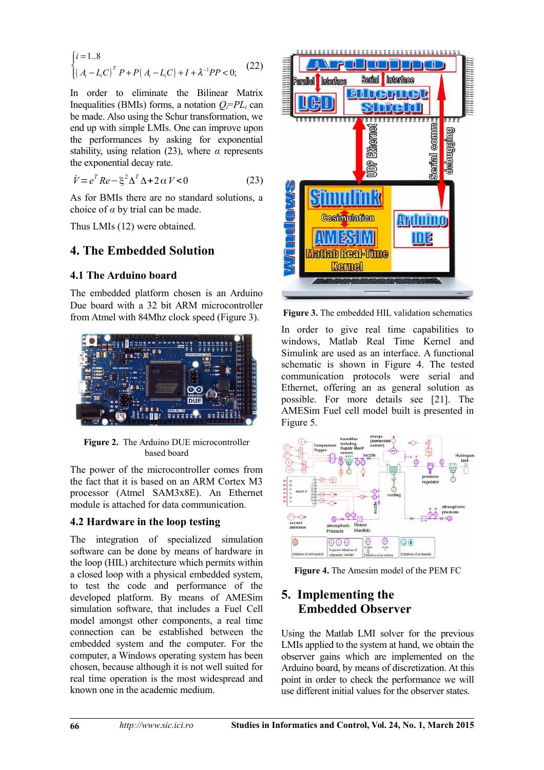$$\begin{cases} i = 1..8 \\ \left(A_i - L_i C\right)^T P + P\left(A_i - L_i C\right) + I + \lambda^{-1} PP < 0; \end{cases} \quad (22)$$

In order to eliminate the Bilinear Matrix Inequalities (BMIs) forms, a notation $Q_i = PL_i$ can be made. Also using the Schur transformation, we end up with simple LMIs. One can improve upon the performances by asking for exponential stability, using relation (23), where $\alpha$ represents the exponential decay rate.

$$\dot{V} = e^T Re - \xi^2 \Delta^T \Delta + 2\alpha V < 0 \quad (23)$$

As for BMIs there are no standard solutions, a choice of $\alpha$ by trial can be made.

Thus LMIs (12) were obtained.

## 4. The Embedded Solution

### 4.1 The Arduino board

The embedded platform chosen is an Arduino Due board with a 32 bit ARM microcontroller from Atmel with 84Mhz clock speed (Figure 3).

**Figure 2.** The Arduino DUE microcontroller based board

The power of the microcontroller comes from the fact that it is based on an ARM Cortex M3 processor (Atmel SAM3x8E). An Ethernet module is attached for data communication.

### 4.2 Hardware in the loop testing

The integration of specialized simulation software can be done by means of hardware in the loop (HIL) architecture which permits within a closed loop with a physical embedded system, to test the code and performance of the developed platform. By means of AMESim simulation software, that includes a Fuel Cell model amongst other components, a real time connection can be established between the embedded system and the computer. For the computer, a Windows operating system has been chosen, because although it is not well suited for real time operation is the most widespread and known one in the academic medium.

**Figure 3.** The embedded HIL validation schematics

In order to give real time capabilities to windows, Matlab Real Time Kernel and Simulink are used as an interface. A functional schematic is shown in Figure 4. The tested communication protocols were serial and Ethernet, offering an as general solution as possible. For more details see [21]. The AMESim Fuel cell model built is presented in Figure 5.

**Figure 4.** The Amesim model of the PEM FC

## 5. Implementing the Embedded Observer

Using the Matlab LMI solver for the previous LMIs applied to the system at hand, we obtain the observer gains which are implemented on the Arduino board, by means of discretization. At this point in order to check the performance we will use different initial values for the observer states.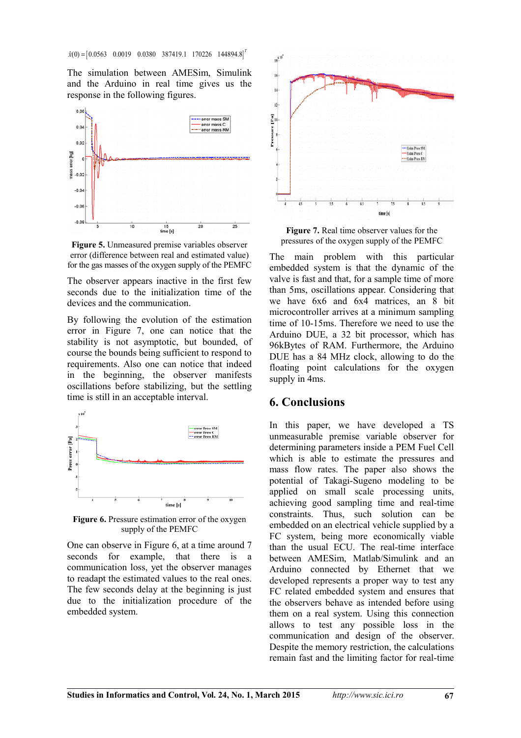$$\hat{x}(0) = [0.0563 \quad 0.0019 \quad 0.0380 \quad 387419.1 \quad 170226 \quad 144894.8]^T$$

The simulation between AMESim, Simulink and the Arduino in real time gives us the response in the following figures.

**Figure 5.** Unmeasured premise variables observer error (difference between real and estimated value) for the gas masses of the oxygen supply of the PEMFC

The observer appears inactive in the first few seconds due to the initialization time of the devices and the communication.

By following the evolution of the estimation error in Figure 7, one can notice that the stability is not asymptotic, but bounded, of course the bounds being sufficient to respond to requirements. Also one can notice that indeed in the beginning, the observer manifests oscillations before stabilizing, but the settling time is still in an acceptable interval.

**Figure 6.** Pressure estimation error of the oxygen supply of the PEMFC

One can observe in Figure 6, at a time around 7 seconds for example, that there is a communication loss, yet the observer manages to readapt the estimated values to the real ones. The few seconds delay at the beginning is just due to the initialization procedure of the embedded system.

**Figure 7.** Real time observer values for the pressures of the oxygen supply of the PEMFC

The main problem with this particular embedded system is that the dynamic of the valve is fast and that, for a sample time of more than 5ms, oscillations appear. Considering that we have 6x6 and 6x4 matrices, an 8 bit microcontroller arrives at a minimum sampling time of 10-15ms. Therefore we need to use the Arduino DUE, a 32 bit processor, which has 96kBytes of RAM. Furthermore, the Arduino DUE has a 84 MHz clock, allowing to do the floating point calculations for the oxygen supply in 4ms.

## 6. Conclusions

In this paper, we have developed a TS unmeasurable premise variable observer for determining parameters inside a PEM Fuel Cell which is able to estimate the pressures and mass flow rates. The paper also shows the potential of Takagi-Sugeno modeling to be applied on small scale processing units, achieving good sampling time and real-time constraints. Thus, such solution can be embedded on an electrical vehicle supplied by a FC system, being more economically viable than the usual ECU. The real-time interface between AMESim, Matlab/Simulink and an Arduino connected by Ethernet that we developed represents a proper way to test any FC related embedded system and ensures that the observers behave as intended before using them on a real system. Using this connection allows to test any possible loss in the communication and design of the observer. Despite the memory restriction, the calculations remain fast and the limiting factor for real-time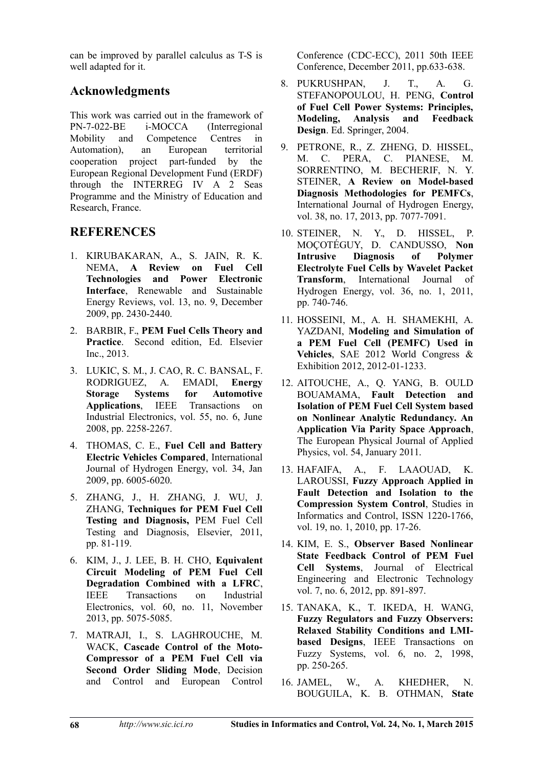can be improved by parallel calculus as T-S is well adapted for it.

## Acknowledgments

This work was carried out in the framework of PN-7-022-BE i-MOCCA (Interregional Mobility and Competence Centres in Automation), an European territorial cooperation project part-funded by the European Regional Development Fund (ERDF) through the INTERREG IV A 2 Seas Programme and the Ministry of Education and Research, France.

## REFERENCES

1. KIRUBAKARAN, A., S. JAIN, R. K. NEMA, **A Review on Fuel Cell Technologies and Power Electronic Interface**, Renewable and Sustainable Energy Reviews, vol. 13, no. 9, December 2009, pp. 2430-2440.
2. BARBIR, F., **PEM Fuel Cells Theory and Practice**. Second edition, Ed. Elsevier Inc., 2013.
3. LUKIC, S. M., J. CAO, R. C. BANSAL, F. RODRIGUEZ, A. EMADI, **Energy Storage Systems for Automotive Applications**, IEEE Transactions on Industrial Electronics, vol. 55, no. 6, June 2008, pp. 2258-2267.
4. THOMAS, C. E., **Fuel Cell and Battery Electric Vehicles Compared**, International Journal of Hydrogen Energy, vol. 34, Jan 2009, pp. 6005-6020.
5. ZHANG, J., H. ZHANG, J. WU, J. ZHANG, **Techniques for PEM Fuel Cell Testing and Diagnosis,** PEM Fuel Cell Testing and Diagnosis, Elsevier, 2011, pp. 81-119.
6. KIM, J., J. LEE, B. H. CHO, **Equivalent Circuit Modeling of PEM Fuel Cell Degradation Combined with a LFRC**, IEEE Transactions on Industrial Electronics, vol. 60, no. 11, November 2013, pp. 5075-5085.
7. MATRAJI, I., S. LAGHROUCHE, M. WACK, **Cascade Control of the Moto-Compressor of a PEM Fuel Cell via Second Order Sliding Mode**, Decision and Control and European Control Conference (CDC-ECC), 2011 50th IEEE Conference, December 2011, pp.633-638.
8. PUKRUSHPAN, J. T., A. G. STEFANOPOULOU, H. PENG, **Control of Fuel Cell Power Systems: Principles, Modeling, Analysis and Feedback Design**. Ed. Springer, 2004.
9. PETRONE, R., Z. ZHENG, D. HISSEL, M. C. PERA, C. PIANESE, M. SORRENTINO, M. BECHERIF, N. Y. STEINER, **A Review on Model-based Diagnosis Methodologies for PEMFCs**, International Journal of Hydrogen Energy, vol. 38, no. 17, 2013, pp. 7077-7091.
10. STEINER, N. Y., D. HISSEL, P. MOÇOTÉGUY, D. CANDUSSO, **Non Intrusive Diagnosis of Polymer Electrolyte Fuel Cells by Wavelet Packet Transform**, International Journal of Hydrogen Energy, vol. 36, no. 1, 2011, pp. 740-746.
11. HOSSEINI, M., A. H. SHAMEKHI, A. YAZDANI, **Modeling and Simulation of a PEM Fuel Cell (PEMFC) Used in Vehicles**, SAE 2012 World Congress & Exhibition 2012, 2012-01-1233.
12. AITOUCHE, A., Q. YANG, B. OULD BOUAMAMA, **Fault Detection and Isolation of PEM Fuel Cell System based on Nonlinear Analytic Redundancy. An Application Via Parity Space Approach**, The European Physical Journal of Applied Physics, vol. 54, January 2011.
13. HAFAIFA, A., F. LAAOUAD, K. LAROUSSI, **Fuzzy Approach Applied in Fault Detection and Isolation to the Compression System Control**, Studies in Informatics and Control, ISSN 1220-1766, vol. 19, no. 1, 2010, pp. 17-26.
14. KIM, E. S., **Observer Based Nonlinear State Feedback Control of PEM Fuel Cell Systems**, Journal of Electrical Engineering and Electronic Technology vol. 7, no. 6, 2012, pp. 891-897.
15. TANAKA, K., T. IKEDA, H. WANG, **Fuzzy Regulators and Fuzzy Observers: Relaxed Stability Conditions and LMI-based Designs**, IEEE Transactions on Fuzzy Systems, vol. 6, no. 2, 1998, pp. 250-265.
16. JAMEL, W., A. KHEDHER, N. BOUGUILA, K. B. OTHMAN, **State**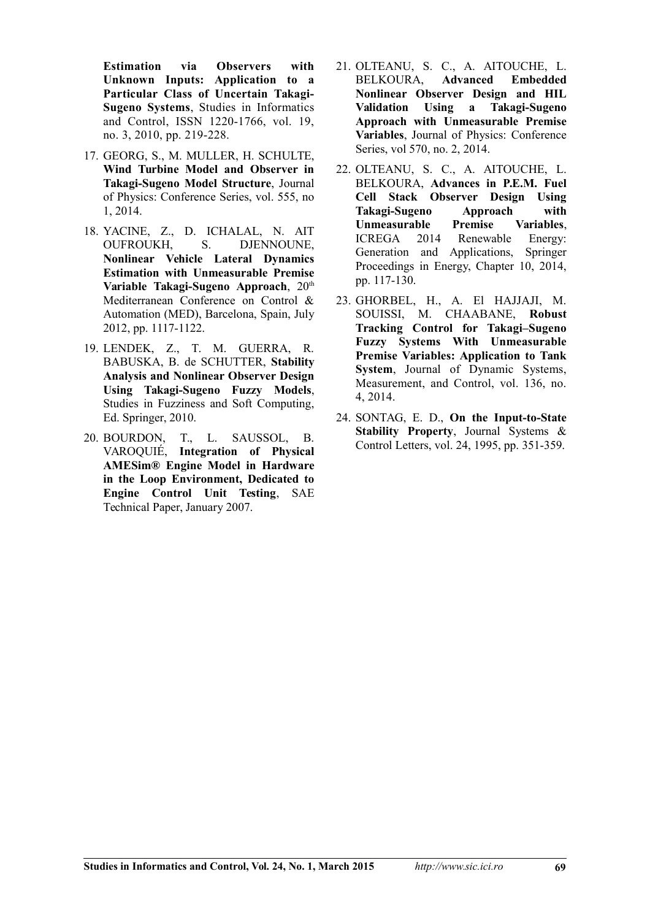**Estimation via Observers with Unknown Inputs: Application to a Particular Class of Uncertain Takagi-Sugeno Systems**, Studies in Informatics and Control, ISSN 1220-1766, vol. 19, no. 3, 2010, pp. 219-228.

17. GEORG, S., M. MULLER, H. SCHULTE, **Wind Turbine Model and Observer in Takagi-Sugeno Model Structure**, Journal of Physics: Conference Series, vol. 555, no 1, 2014.
18. YACINE, Z., D. ICHALAL, N. AIT OUFROUKH, S. DJENNOUNE, **Nonlinear Vehicle Lateral Dynamics Estimation with Unmeasurable Premise Variable Takagi-Sugeno Approach**, 20th Mediterranean Conference on Control & Automation (MED), Barcelona, Spain, July 2012, pp. 1117-1122.
19. LENDEK, Z., T. M. GUERRA, R. BABUSKA, B. de SCHUTTER, **Stability Analysis and Nonlinear Observer Design Using Takagi-Sugeno Fuzzy Models**, Studies in Fuzziness and Soft Computing, Ed. Springer, 2010.
20. BOURDON, T., L. SAUSSOL, B. VAROQUIÉ, **Integration of Physical AMESim® Engine Model in Hardware in the Loop Environment, Dedicated to Engine Control Unit Testing**, SAE Technical Paper, January 2007.
21. OLTEANU, S. C., A. AITOUCHE, L. BELKOURA, **Advanced Embedded Nonlinear Observer Design and HIL Validation Using a Takagi-Sugeno Approach with Unmeasurable Premise Variables**, Journal of Physics: Conference Series, vol 570, no. 2, 2014.
22. OLTEANU, S. C., A. AITOUCHE, L. BELKOURA, **Advances in P.E.M. Fuel Cell Stack Observer Design Using Takagi-Sugeno Approach with Unmeasurable Premise Variables**, ICREGA 2014 Renewable Energy: Generation and Applications, Springer Proceedings in Energy, Chapter 10, 2014, pp. 117-130.
23. GHORBEL, H., A. El HAJJAJI, M. SOUISSI, M. CHAABANE, **Robust Tracking Control for Takagi–Sugeno Fuzzy Systems With Unmeasurable Premise Variables: Application to Tank System**, Journal of Dynamic Systems, Measurement, and Control, vol. 136, no. 4, 2014.
24. SONTAG, E. D., **On the Input-to-State Stability Property**, Journal Systems & Control Letters, vol. 24, 1995, pp. 351-359.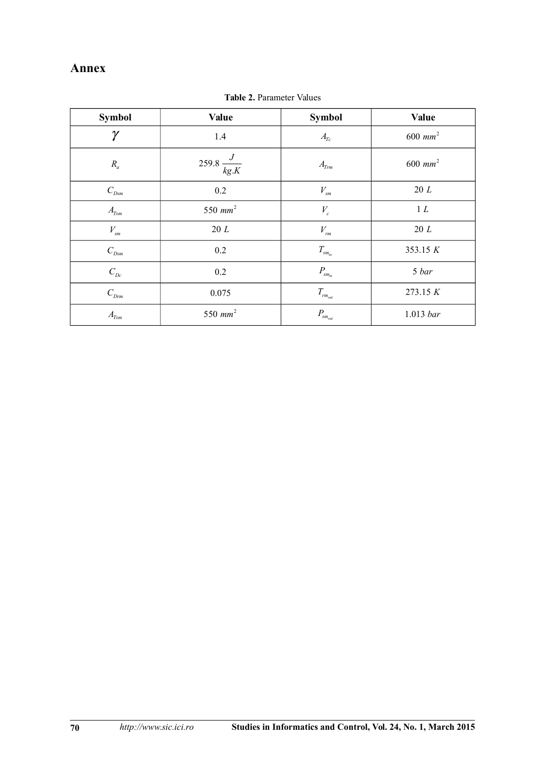## Annex

**Table 2.** Parameter Values

| Symbol | Value | Symbol | Value |
|---|---|---|---|
| $\gamma$ | 1.4 | $A_{Tc}$ | 600 $mm^2$ |
| $R_a$ | 259.8 $\frac{J}{kg.K}$ | $A_{Trm}$ | 600 $mm^2$ |
| $C_{Dsm}$ | 0.2 | $V_{sm}$ | 20 $L$ |
| $A_{Tsm}$ | 550 $mm^2$ | $V_c$ | 1 $L$ |
| $V_{sm}$ | 20 $L$ | $V_{rm}$ | 20 $L$ |
| $C_{Dsm}$ | 0.2 | $T_{sm_{in}}$ | 353.15 $K$ |
| $C_{Dc}$ | 0.2 | $P_{sm_{in}}$ | 5 $bar$ |
| $C_{Drm}$ | 0.075 | $T_{rm_{out}}$ | 273.15 $K$ |
| $A_{Tsm}$ | 550 $mm^2$ | $P_{sm_{out}}$ | 1.013 $bar$ |